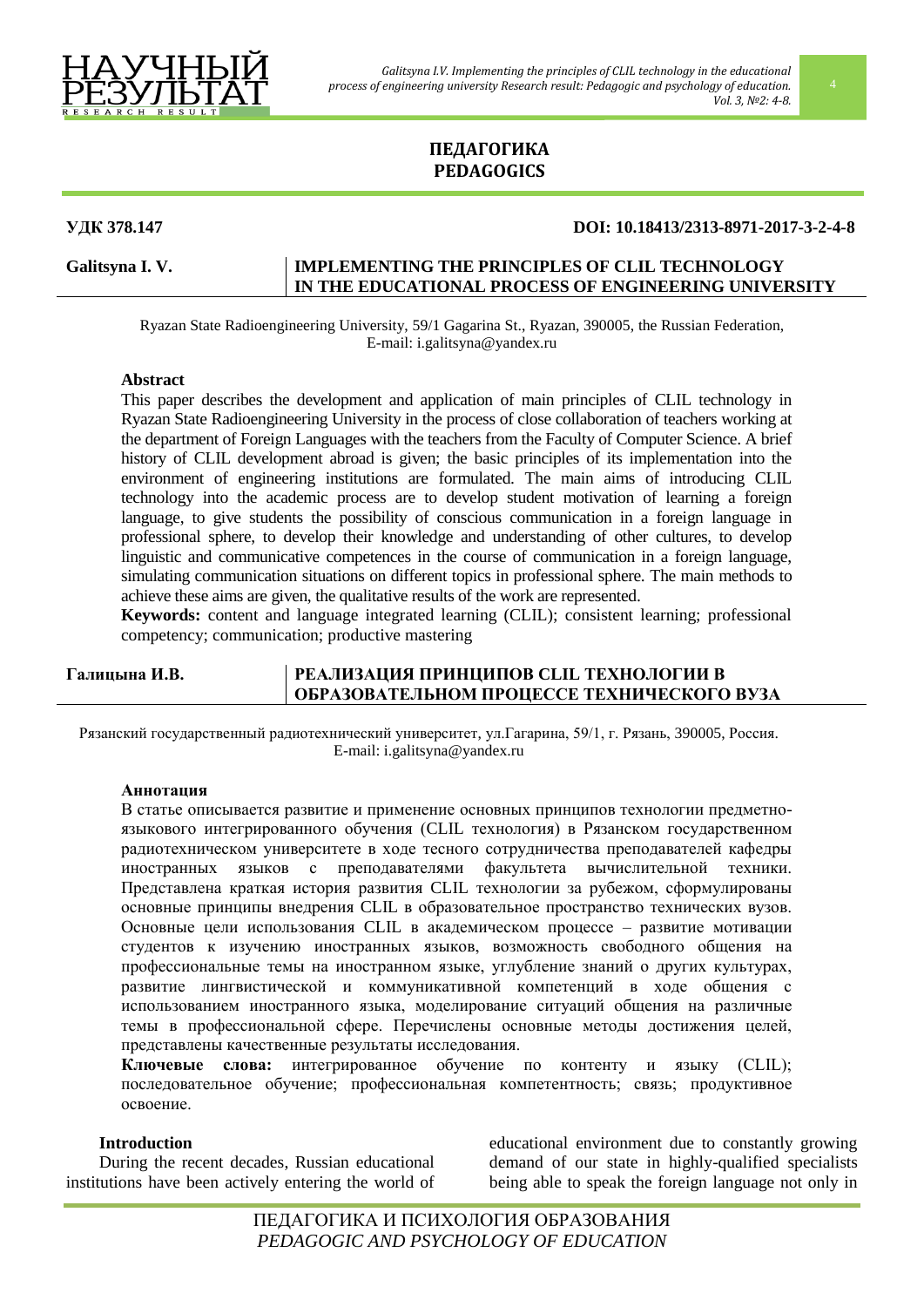# ПЕДАГОГИКА
# PEDAGOGICS

**УДК 378.147** **DOI: 10.18413/2313-8971-2017-3-2-4-8**

**Galitsyna I. V.**

## IMPLEMENTING THE PRINCIPLES OF CLIL TECHNOLOGY IN THE EDUCATIONAL PROCESS OF ENGINEERING UNIVERSITY

Ryazan State Radioengineering University, 59/1 Gagarina St., Ryazan, 390005, the Russian Federation,
E-mail: i.galitsyna@yandex.ru

**Abstract**

This paper describes the development and application of main principles of CLIL technology in Ryazan State Radioengineering University in the process of close collaboration of teachers working at the department of Foreign Languages with the teachers from the Faculty of Computer Science. A brief history of CLIL development abroad is given; the basic principles of its implementation into the environment of engineering institutions are formulated. The main aims of introducing CLIL technology into the academic process are to develop student motivation of learning a foreign language, to give students the possibility of conscious communication in a foreign language in professional sphere, to develop their knowledge and understanding of other cultures, to develop linguistic and communicative competences in the course of communication in a foreign language, simulating communication situations on different topics in professional sphere. The main methods to achieve these aims are given, the qualitative results of the work are represented.

**Keywords:** content and language integrated learning (CLIL); consistent learning; professional competency; communication; productive mastering

**Галицына И.В.**

## РЕАЛИЗАЦИЯ ПРИНЦИПОВ CLIL ТЕХНОЛОГИИ В ОБРАЗОВАТЕЛЬНОМ ПРОЦЕССЕ ТЕХНИЧЕСКОГО ВУЗА

Рязанский государственный радиотехнический университет, ул.Гагарина, 59/1, г. Рязань, 390005, Россия.
E-mail: i.galitsyna@yandex.ru

**Аннотация**

В статье описывается развитие и применение основных принципов технологии предметно-языкового интегрированного обучения (CLIL технология) в Рязанском государственном радиотехническом университете в ходе тесного сотрудничества преподавателей кафедры иностранных языков с преподавателями факультета вычислительной техники. Представлена краткая история развития CLIL технологии за рубежом, сформулированы основные принципы внедрения CLIL в образовательное пространство технических вузов. Основные цели использования CLIL в академическом процессе – развитие мотивации студентов к изучению иностранных языков, возможность свободного общения на профессиональные темы на иностранном языке, углубление знаний о других культурах, развитие лингвистической и коммуникативной компетенций в ходе общения с использованием иностранного языка, моделирование ситуаций общения на различные темы в профессиональной сфере. Перечислены основные методы достижения целей, представлены качественные результаты исследования.

**Ключевые слова:** интегрированное обучение по контенту и языку (CLIL); последовательное обучение; профессиональная компетентность; связь; продуктивное освоение.

**Introduction**

During the recent decades, Russian educational institutions have been actively entering the world of educational environment due to constantly growing demand of our state in highly-qualified specialists being able to speak the foreign language not only in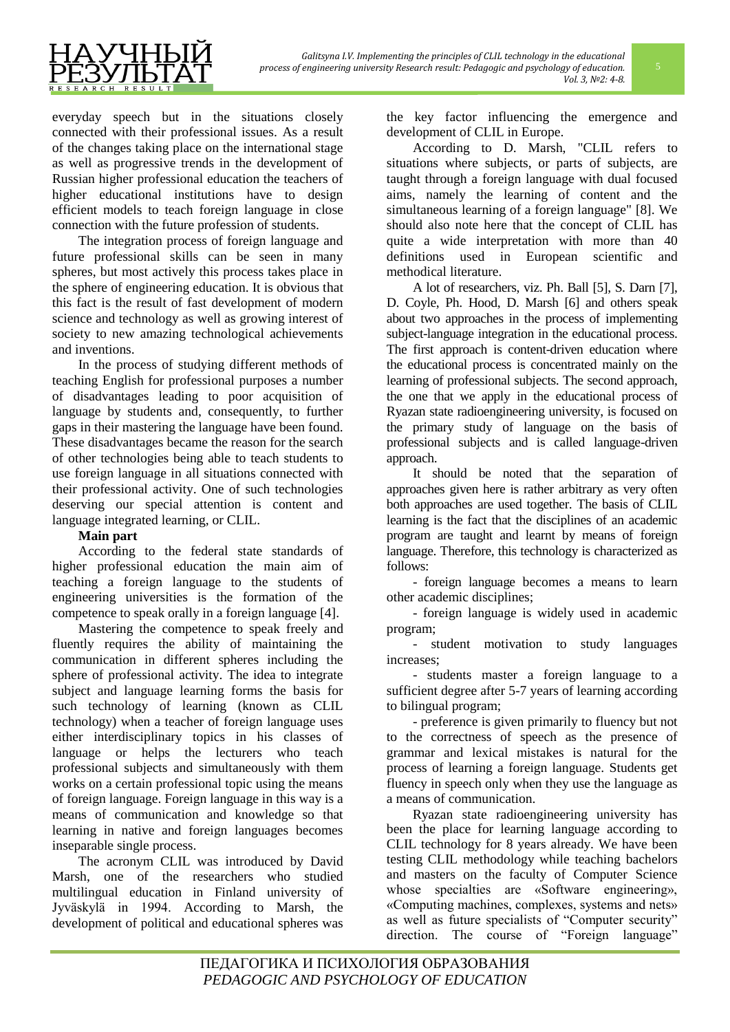everyday speech but in the situations closely connected with their professional issues. As a result of the changes taking place on the international stage as well as progressive trends in the development of Russian higher professional education the teachers of higher educational institutions have to design efficient models to teach foreign language in close connection with the future profession of students.

The integration process of foreign language and future professional skills can be seen in many spheres, but most actively this process takes place in the sphere of engineering education. It is obvious that this fact is the result of fast development of modern science and technology as well as growing interest of society to new amazing technological achievements and inventions.

In the process of studying different methods of teaching English for professional purposes a number of disadvantages leading to poor acquisition of language by students and, consequently, to further gaps in their mastering the language have been found. These disadvantages became the reason for the search of other technologies being able to teach students to use foreign language in all situations connected with their professional activity. One of such technologies deserving our special attention is content and language integrated learning, or CLIL.

**Main part**

According to the federal state standards of higher professional education the main aim of teaching a foreign language to the students of engineering universities is the formation of the competence to speak orally in a foreign language [4].

Mastering the competence to speak freely and fluently requires the ability of maintaining the communication in different spheres including the sphere of professional activity. The idea to integrate subject and language learning forms the basis for such technology of learning (known as CLIL technology) when a teacher of foreign language uses either interdisciplinary topics in his classes of language or helps the lecturers who teach professional subjects and simultaneously with them works on a certain professional topic using the means of foreign language. Foreign language in this way is a means of communication and knowledge so that learning in native and foreign languages becomes inseparable single process.

The acronym CLIL was introduced by David Marsh, one of the researchers who studied multilingual education in Finland university of Jyväskylä in 1994. According to Marsh, the development of political and educational spheres was the key factor influencing the emergence and development of CLIL in Europe.

According to D. Marsh, "CLIL refers to situations where subjects, or parts of subjects, are taught through a foreign language with dual focused aims, namely the learning of content and the simultaneous learning of a foreign language" [8]. We should also note here that the concept of CLIL has quite a wide interpretation with more than 40 definitions used in European scientific and methodical literature.

A lot of researchers, viz. Ph. Ball [5], S. Darn [7], D. Coyle, Ph. Hood, D. Marsh [6] and others speak about two approaches in the process of implementing subject-language integration in the educational process. The first approach is content-driven education where the educational process is concentrated mainly on the learning of professional subjects. The second approach, the one that we apply in the educational process of Ryazan state radioengineering university, is focused on the primary study of language on the basis of professional subjects and is called language-driven approach.

It should be noted that the separation of approaches given here is rather arbitrary as very often both approaches are used together. The basis of CLIL learning is the fact that the disciplines of an academic program are taught and learnt by means of foreign language. Therefore, this technology is characterized as follows:

- foreign language becomes a means to learn other academic disciplines;
- foreign language is widely used in academic program;
- student motivation to study languages increases;
- students master a foreign language to a sufficient degree after 5-7 years of learning according to bilingual program;
- preference is given primarily to fluency but not to the correctness of speech as the presence of grammar and lexical mistakes is natural for the process of learning a foreign language. Students get fluency in speech only when they use the language as a means of communication.

Ryazan state radioengineering university has been the place for learning language according to CLIL technology for 8 years already. We have been testing CLIL methodology while teaching bachelors and masters on the faculty of Computer Science whose specialties are «Software engineering», «Computing machines, complexes, systems and nets» as well as future specialists of "Computer security" direction. The course of "Foreign language"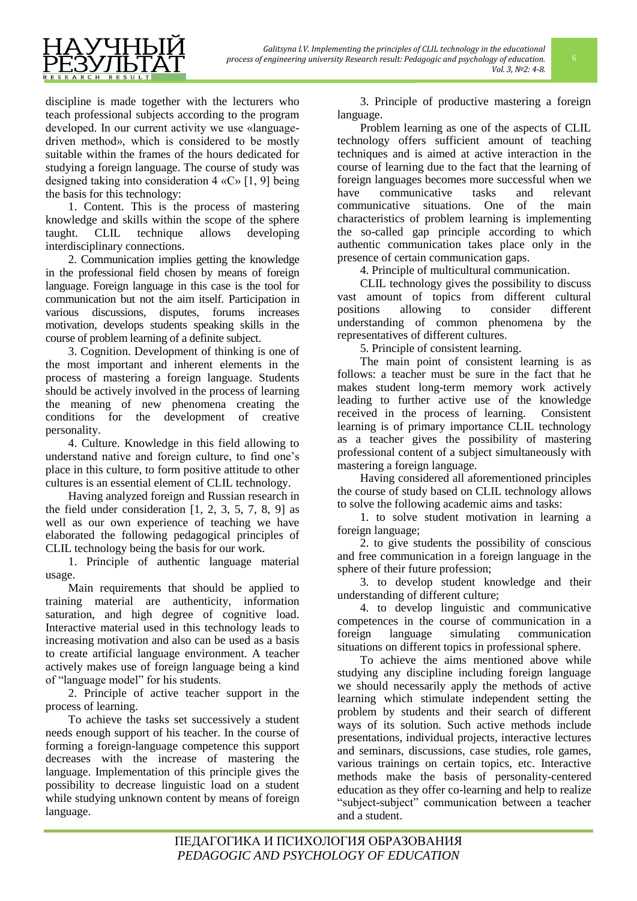discipline is made together with the lecturers who teach professional subjects according to the program developed. In our current activity we use «language-driven method», which is considered to be mostly suitable within the frames of the hours dedicated for studying a foreign language. The course of study was designed taking into consideration 4 «C» [1, 9] being the basis for this technology:

1. Content. This is the process of mastering knowledge and skills within the scope of the sphere taught. CLIL technique allows developing interdisciplinary connections.

2. Communication implies getting the knowledge in the professional field chosen by means of foreign language. Foreign language in this case is the tool for communication but not the aim itself. Participation in various discussions, disputes, forums increases motivation, develops students speaking skills in the course of problem learning of a definite subject.

3. Cognition. Development of thinking is one of the most important and inherent elements in the process of mastering a foreign language. Students should be actively involved in the process of learning the meaning of new phenomena creating the conditions for the development of creative personality.

4. Culture. Knowledge in this field allowing to understand native and foreign culture, to find one's place in this culture, to form positive attitude to other cultures is an essential element of CLIL technology.

Having analyzed foreign and Russian research in the field under consideration [1, 2, 3, 5, 7, 8, 9] as well as our own experience of teaching we have elaborated the following pedagogical principles of CLIL technology being the basis for our work.

1. Principle of authentic language material usage.

Main requirements that should be applied to training material are authenticity, information saturation, and high degree of cognitive load. Interactive material used in this technology leads to increasing motivation and also can be used as a basis to create artificial language environment. A teacher actively makes use of foreign language being a kind of "language model" for his students.

2. Principle of active teacher support in the process of learning.

To achieve the tasks set successively a student needs enough support of his teacher. In the course of forming a foreign-language competence this support decreases with the increase of mastering the language. Implementation of this principle gives the possibility to decrease linguistic load on a student while studying unknown content by means of foreign language.

3. Principle of productive mastering a foreign language.

Problem learning as one of the aspects of CLIL technology offers sufficient amount of teaching techniques and is aimed at active interaction in the course of learning due to the fact that the learning of foreign languages becomes more successful when we have communicative tasks and relevant communicative situations. One of the main characteristics of problem learning is implementing the so-called gap principle according to which authentic communication takes place only in the presence of certain communication gaps.

4. Principle of multicultural communication.

CLIL technology gives the possibility to discuss vast amount of topics from different cultural positions allowing to consider different understanding of common phenomena by the representatives of different cultures.

5. Principle of consistent learning.

The main point of consistent learning is as follows: a teacher must be sure in the fact that he makes student long-term memory work actively leading to further active use of the knowledge received in the process of learning. Consistent learning is of primary importance CLIL technology as a teacher gives the possibility of mastering professional content of a subject simultaneously with mastering a foreign language.

Having considered all aforementioned principles the course of study based on CLIL technology allows to solve the following academic aims and tasks:

1. to solve student motivation in learning a foreign language;

2. to give students the possibility of conscious and free communication in a foreign language in the sphere of their future profession;

3. to develop student knowledge and their understanding of different culture;

4. to develop linguistic and communicative competences in the course of communication in a foreign language simulating communication situations on different topics in professional sphere.

To achieve the aims mentioned above while studying any discipline including foreign language we should necessarily apply the methods of active learning which stimulate independent setting the problem by students and their search of different ways of its solution. Such active methods include presentations, individual projects, interactive lectures and seminars, discussions, case studies, role games, various trainings on certain topics, etc. Interactive methods make the basis of personality-centered education as they offer co-learning and help to realize "subject-subject" communication between a teacher and a student.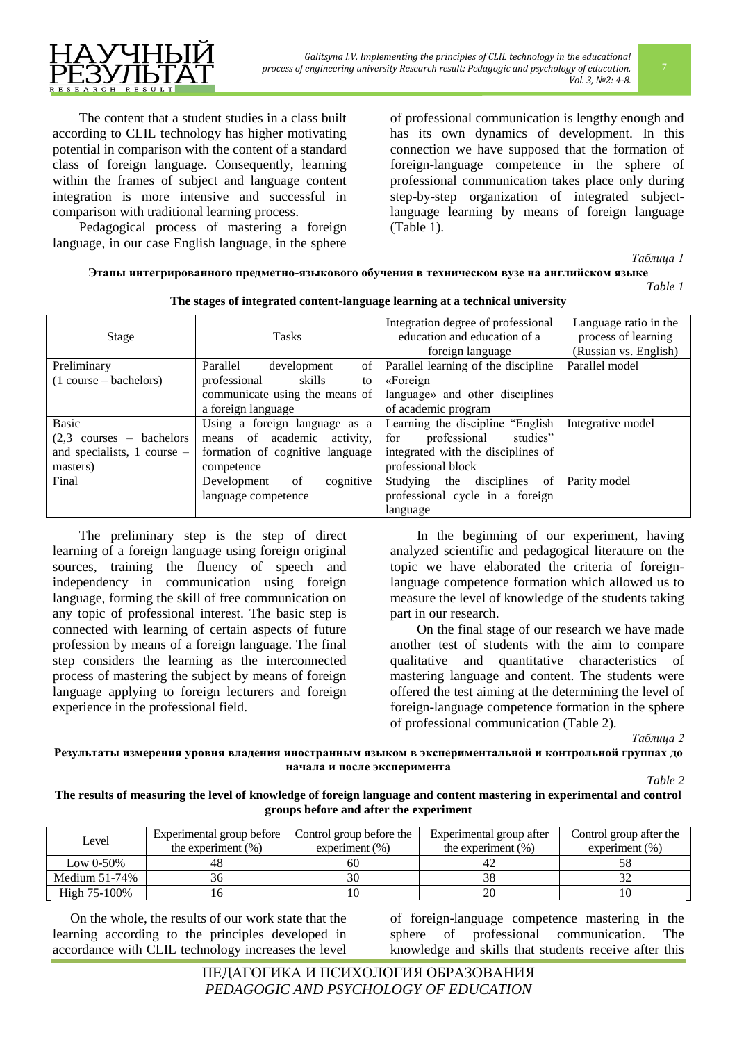The content that a student studies in a class built according to CLIL technology has higher motivating potential in comparison with the content of a standard class of foreign language. Consequently, learning within the frames of subject and language content integration is more intensive and successful in comparison with traditional learning process.

Pedagogical process of mastering a foreign language, in our case English language, in the sphere of professional communication is lengthy enough and has its own dynamics of development. In this connection we have supposed that the formation of foreign-language competence in the sphere of professional communication takes place only during step-by-step organization of integrated subject-language learning by means of foreign language (Table 1).

*Таблица 1*

**Этапы интегрированного предметно-языкового обучения в техническом вузе на английском языке**

*Table 1*

**The stages of integrated content-language learning at a technical university**

| Stage | Tasks | Integration degree of professional education and education of a foreign language | Language ratio in the process of learning (Russian vs. English) |
|---|---|---|---|
| Preliminary (1 course – bachelors) | Parallel development of professional skills to communicate using the means of a foreign language | Parallel learning of the discipline «Foreign language» and other disciplines of academic program | Parallel model |
| Basic (2,3 courses – bachelors and specialists, 1 course – masters) | Using a foreign language as a means of academic activity, formation of cognitive language competence | Learning the discipline "English for professional studies" integrated with the disciplines of professional block | Integrative model |
| Final | Development of cognitive language competence | Studying the disciplines of professional cycle in a foreign language | Parity model |

The preliminary step is the step of direct learning of a foreign language using foreign original sources, training the fluency of speech and independency in communication using foreign language, forming the skill of free communication on any topic of professional interest. The basic step is connected with learning of certain aspects of future profession by means of a foreign language. The final step considers the learning as the interconnected process of mastering the subject by means of foreign language applying to foreign lecturers and foreign experience in the professional field.

In the beginning of our experiment, having analyzed scientific and pedagogical literature on the topic we have elaborated the criteria of foreign-language competence formation which allowed us to measure the level of knowledge of the students taking part in our research.

On the final stage of our research we have made another test of students with the aim to compare qualitative and quantitative characteristics of mastering language and content. The students were offered the test aiming at the determining the level of foreign-language competence formation in the sphere of professional communication (Table 2).

*Таблица 2*

**Результаты измерения уровня владения иностранным языком в экспериментальной и контрольной группах до начала и после эксперимента**

*Table 2*

**The results of measuring the level of knowledge of foreign language and content mastering in experimental and control groups before and after the experiment**

| Level | Experimental group before the experiment (%) | Control group before the experiment (%) | Experimental group after the experiment (%) | Control group after the experiment (%) |
|---|---|---|---|---|
| Low 0-50% | 48 | 60 | 42 | 58 |
| Medium 51-74% | 36 | 30 | 38 | 32 |
| High 75-100% | 16 | 10 | 20 | 10 |

On the whole, the results of our work state that the learning according to the principles developed in accordance with CLIL technology increases the level of foreign-language competence mastering in the sphere of professional communication. The knowledge and skills that students receive after this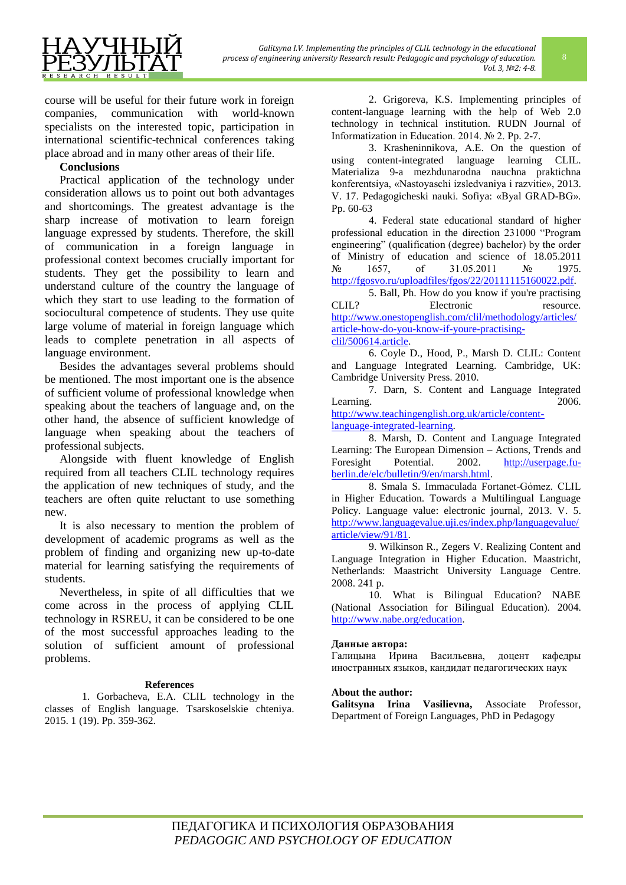course will be useful for their future work in foreign companies, communication with world-known specialists on the interested topic, participation in international scientific-technical conferences taking place abroad and in many other areas of their life.

**Conclusions**

Practical application of the technology under consideration allows us to point out both advantages and shortcomings. The greatest advantage is the sharp increase of motivation to learn foreign language expressed by students. Therefore, the skill of communication in a foreign language in professional context becomes crucially important for students. They get the possibility to learn and understand culture of the country the language of which they start to use leading to the formation of sociocultural competence of students. They use quite large volume of material in foreign language which leads to complete penetration in all aspects of language environment.

Besides the advantages several problems should be mentioned. The most important one is the absence of sufficient volume of professional knowledge when speaking about the teachers of language and, on the other hand, the absence of sufficient knowledge of language when speaking about the teachers of professional subjects.

Alongside with fluent knowledge of English required from all teachers CLIL technology requires the application of new techniques of study, and the teachers are often quite reluctant to use something new.

It is also necessary to mention the problem of development of academic programs as well as the problem of finding and organizing new up-to-date material for learning satisfying the requirements of students.

Nevertheless, in spite of all difficulties that we come across in the process of applying CLIL technology in RSREU, it can be considered to be one of the most successful approaches leading to the solution of sufficient amount of professional problems.

**References**

1. Gorbacheva, E.A. CLIL technology in the classes of English language. Tsarskoselskie chteniya. 2015. 1 (19). Pp. 359-362.

2. Grigoreva, K.S. Implementing principles of content-language learning with the help of Web 2.0 technology in technical institution. RUDN Journal of Informatization in Education. 2014. № 2. Pp. 2-7.

3. Krasheninnikova, A.E. On the question of using content-integrated language learning CLIL. Materializa 9-a mezhdunarodna nauchna praktichna konferentsiya, «Nastoyaschi izsledvaniya i razvitie», 2013. V. 17. Pedagogicheski nauki. Sofiya: «Byal GRAD-BG». Pp. 60-63

4. Federal state educational standard of higher professional education in the direction 231000 "Program engineering" (qualification (degree) bachelor) by the order of Ministry of education and science of 18.05.2011 № 1657, of 31.05.2011 № 1975. http://fgosvo.ru/uploadfiles/fgos/22/20111115160022.pdf.

5. Ball, Ph. How do you know if you're practising CLIL? Electronic resource. http://www.onestopenglish.com/clil/methodology/articles/article-how-do-you-know-if-youre-practising-clil/500614.article.

6. Coyle D., Hood, P., Marsh D. CLIL: Content and Language Integrated Learning. Cambridge, UK: Cambridge University Press. 2010.

7. Darn, S. Content and Language Integrated Learning. 2006. http://www.teachingenglish.org.uk/article/content-language-integrated-learning.

8. Marsh, D. Content and Language Integrated Learning: The European Dimension – Actions, Trends and Foresight Potential. 2002. http://userpage.fu-berlin.de/elc/bulletin/9/en/marsh.html.

8. Smala S. Immaculada Fortanet-Gómez. CLIL in Higher Education. Towards a Multilingual Language Policy. Language value: electronic journal, 2013. V. 5. http://www.languagevalue.uji.es/index.php/languagevalue/article/view/91/81.

9. Wilkinson R., Zegers V. Realizing Content and Language Integration in Higher Education. Maastricht, Netherlands: Maastricht University Language Centre. 2008. 241 p.

10. What is Bilingual Education? NABE (National Association for Bilingual Education). 2004. http://www.nabe.org/education.

**Данные автора:**

Галицына Ирина Васильевна, доцент кафедры иностранных языков, кандидат педагогических наук

**About the author:**

**Galitsyna Irina Vasilievna,** Associate Professor, Department of Foreign Languages, PhD in Pedagogy